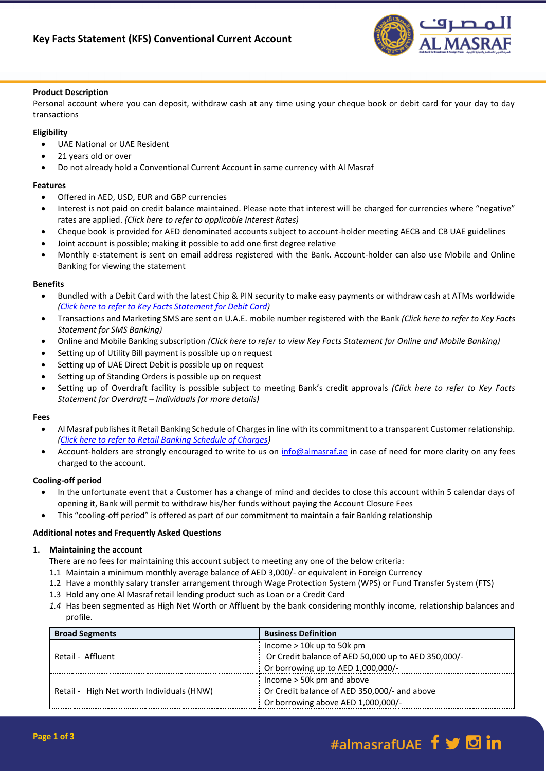# Key Facts Statement (KFS) Conventional Current Account

**Product Description**

Personal account where you can deposit, withdraw cash at any time using your cheque book or debit card for your day to day transactions

**Eligibility**

- UAE National or UAE Resident
- 21 years old or over
- Do not already hold a Conventional Current Account in same currency with Al Masraf

**Features**

- Offered in AED, USD, EUR and GBP currencies
- Interest is not paid on credit balance maintained. Please note that interest will be charged for currencies where "negative" rates are applied. *(Click here to refer to applicable Interest Rates)*
- Cheque book is provided for AED denominated accounts subject to account-holder meeting AECB and CB UAE guidelines
- Joint account is possible; making it possible to add one first degree relative
- Monthly e-statement is sent on email address registered with the Bank. Account-holder can also use Mobile and Online Banking for viewing the statement

**Benefits**

- Bundled with a Debit Card with the latest Chip & PIN security to make easy payments or withdraw cash at ATMs worldwide *(Click here to refer to Key Facts Statement for Debit Card)*
- Transactions and Marketing SMS are sent on U.A.E. mobile number registered with the Bank *(Click here to refer to Key Facts Statement for SMS Banking)*
- Online and Mobile Banking subscription *(Click here to refer to view Key Facts Statement for Online and Mobile Banking)*
- Setting up of Utility Bill payment is possible up on request
- Setting up of UAE Direct Debit is possible up on request
- Setting up of Standing Orders is possible up on request
- Setting up of Overdraft facility is possible subject to meeting Bank's credit approvals *(Click here to refer to Key Facts Statement for Overdraft – Individuals for more details)*

**Fees**

- Al Masraf publishes it Retail Banking Schedule of Charges in line with its commitment to a transparent Customer relationship. *(Click here to refer to Retail Banking Schedule of Charges)*
- Account-holders are strongly encouraged to write to us on info@almasraf.ae in case of need for more clarity on any fees charged to the account.

**Cooling-off period**

- In the unfortunate event that a Customer has a change of mind and decides to close this account within 5 calendar days of opening it, Bank will permit to withdraw his/her funds without paying the Account Closure Fees
- This "cooling-off period" is offered as part of our commitment to maintain a fair Banking relationship

**Additional notes and Frequently Asked Questions**

1. **Maintaining the account**

   There are no fees for maintaining this account subject to meeting any one of the below criteria:

   1.1 Maintain a minimum monthly average balance of AED 3,000/- or equivalent in Foreign Currency

   1.2 Have a monthly salary transfer arrangement through Wage Protection System (WPS) or Fund Transfer System (FTS)

   1.3 Hold any one Al Masraf retail lending product such as Loan or a Credit Card

   *1.4* Has been segmented as High Net Worth or Affluent by the bank considering monthly income, relationship balances and profile.

| Broad Segments | Business Definition |
|---|---|
| Retail - Affluent | Income > 10k up to 50k pm<br>Or Credit balance of AED 50,000 up to AED 350,000/-<br>Or borrowing up to AED 1,000,000/- |
| Retail - High Net worth Individuals (HNW) | Income > 50k pm and above<br>Or Credit balance of AED 350,000/- and above<br>Or borrowing above AED 1,000,000/- |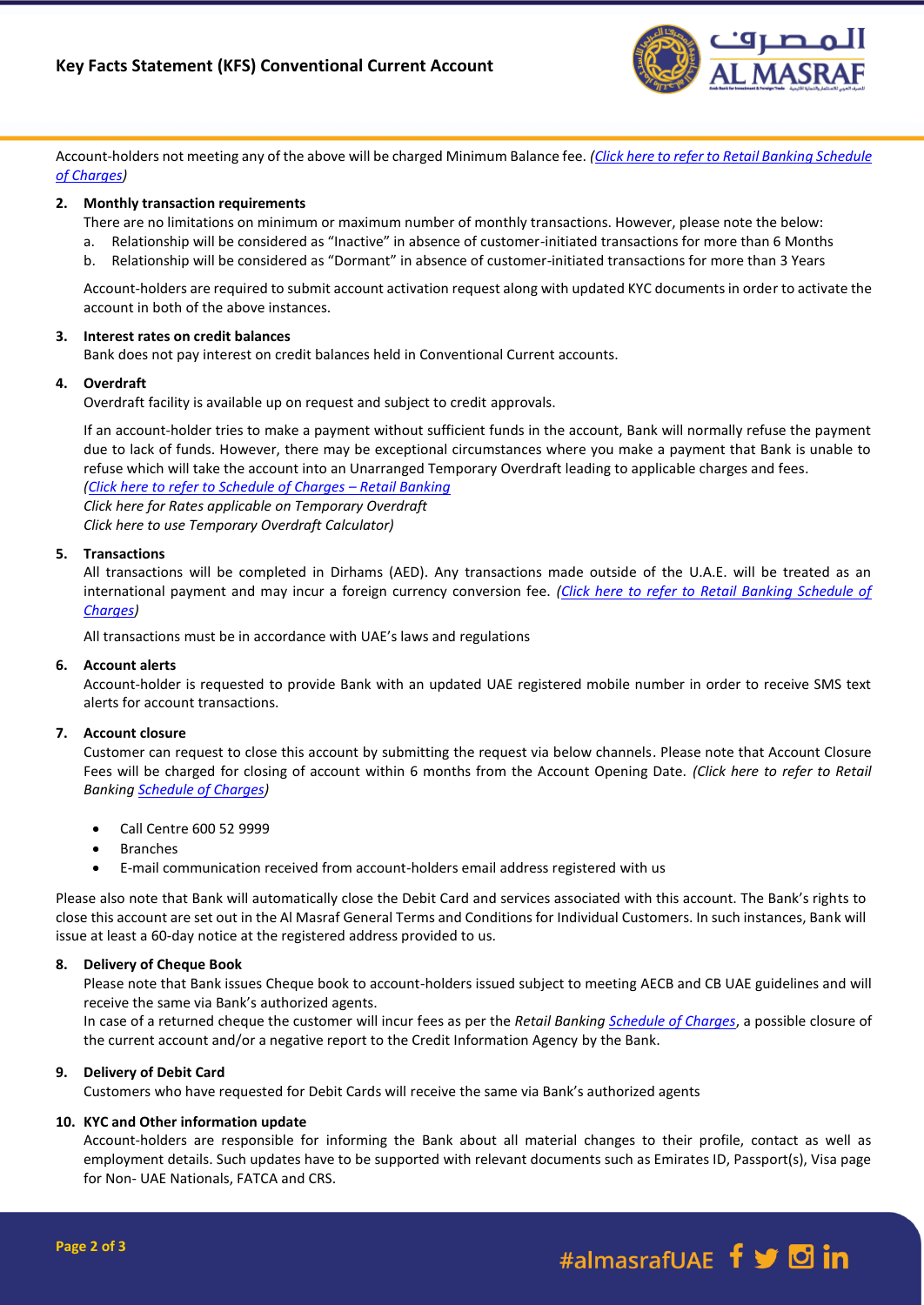Account-holders not meeting any of the above will be charged Minimum Balance fee. *(Click here to refer to Retail Banking Schedule of Charges)*

2. **Monthly transaction requirements**

   There are no limitations on minimum or maximum number of monthly transactions. However, please note the below:

   a. Relationship will be considered as "Inactive" in absence of customer-initiated transactions for more than 6 Months
   b. Relationship will be considered as "Dormant" in absence of customer-initiated transactions for more than 3 Years

   Account-holders are required to submit account activation request along with updated KYC documents in order to activate the account in both of the above instances.

3. **Interest rates on credit balances**

   Bank does not pay interest on credit balances held in Conventional Current accounts.

4. **Overdraft**

   Overdraft facility is available up on request and subject to credit approvals.

   If an account-holder tries to make a payment without sufficient funds in the account, Bank will normally refuse the payment due to lack of funds. However, there may be exceptional circumstances where you make a payment that Bank is unable to refuse which will take the account into an Unarranged Temporary Overdraft leading to applicable charges and fees.
   *(Click here to refer to Schedule of Charges – Retail Banking*
   *Click here for Rates applicable on Temporary Overdraft*
   *Click here to use Temporary Overdraft Calculator)*

5. **Transactions**

   All transactions will be completed in Dirhams (AED). Any transactions made outside of the U.A.E. will be treated as an international payment and may incur a foreign currency conversion fee. *(Click here to refer to Retail Banking Schedule of Charges)*

   All transactions must be in accordance with UAE's laws and regulations

6. **Account alerts**

   Account-holder is requested to provide Bank with an updated UAE registered mobile number in order to receive SMS text alerts for account transactions.

7. **Account closure**

   Customer can request to close this account by submitting the request via below channels. Please note that Account Closure Fees will be charged for closing of account within 6 months from the Account Opening Date. *(Click here to refer to Retail Banking Schedule of Charges)*

   - Call Centre 600 52 9999
   - Branches
   - E-mail communication received from account-holders email address registered with us

Please also note that Bank will automatically close the Debit Card and services associated with this account. The Bank's rights to close this account are set out in the Al Masraf General Terms and Conditions for Individual Customers. In such instances, Bank will issue at least a 60-day notice at the registered address provided to us.

8. **Delivery of Cheque Book**

   Please note that Bank issues Cheque book to account-holders issued subject to meeting AECB and CB UAE guidelines and will receive the same via Bank's authorized agents.
   In case of a returned cheque the customer will incur fees as per the *Retail Banking Schedule of Charges*, a possible closure of the current account and/or a negative report to the Credit Information Agency by the Bank.

9. **Delivery of Debit Card**

   Customers who have requested for Debit Cards will receive the same via Bank's authorized agents

10. **KYC and Other information update**

    Account-holders are responsible for informing the Bank about all material changes to their profile, contact as well as employment details. Such updates have to be supported with relevant documents such as Emirates ID, Passport(s), Visa page for Non- UAE Nationals, FATCA and CRS.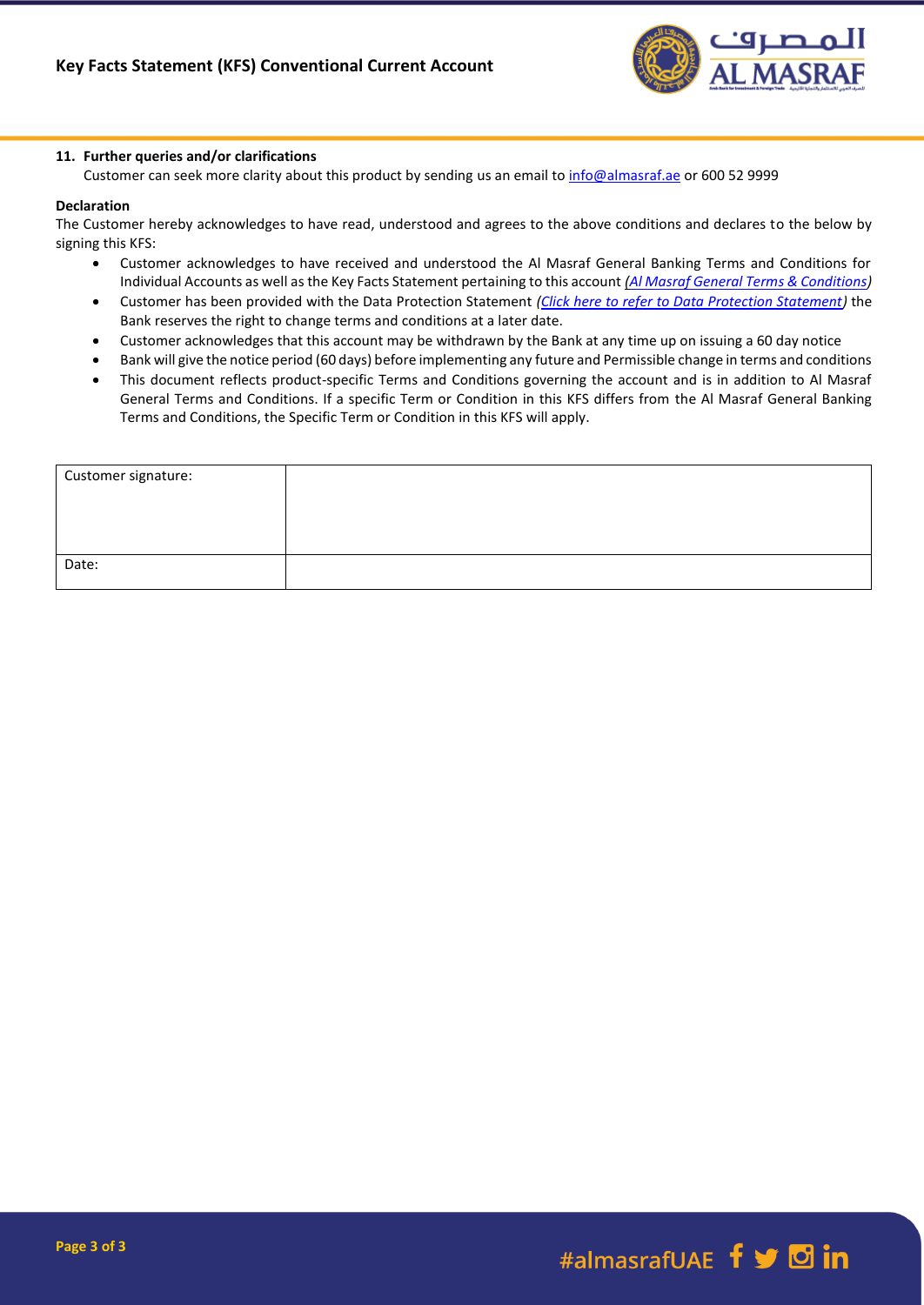**11. Further queries and/or clarifications**

Customer can seek more clarity about this product by sending us an email to info@almasraf.ae or 600 52 9999

**Declaration**

The Customer hereby acknowledges to have read, understood and agrees to the above conditions and declares to the below by signing this KFS:

- Customer acknowledges to have received and understood the Al Masraf General Banking Terms and Conditions for Individual Accounts as well as the Key Facts Statement pertaining to this account *(Al Masraf General Terms & Conditions)*
- Customer has been provided with the Data Protection Statement *(Click here to refer to Data Protection Statement)* the Bank reserves the right to change terms and conditions at a later date.
- Customer acknowledges that this account may be withdrawn by the Bank at any time up on issuing a 60 day notice
- Bank will give the notice period (60 days) before implementing any future and Permissible change in terms and conditions
- This document reflects product-specific Terms and Conditions governing the account and is in addition to Al Masraf General Terms and Conditions. If a specific Term or Condition in this KFS differs from the Al Masraf General Banking Terms and Conditions, the Specific Term or Condition in this KFS will apply.

| | |
|---|---|
| Customer signature: | |
| Date: | |